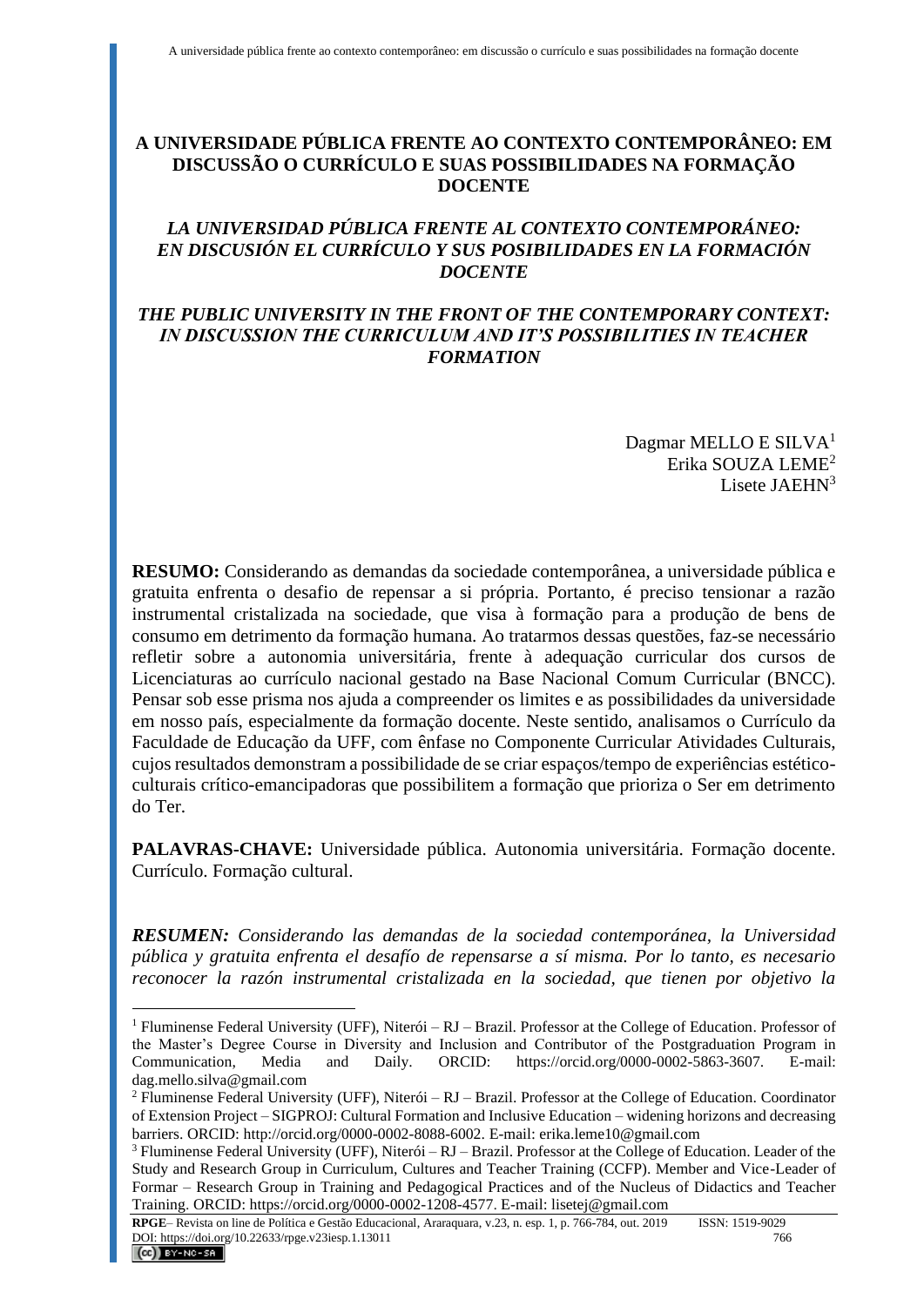# A UNIVERSIDADE PÚBLICA FRENTE AO CONTEXTO CONTEMPORÂNEO: EM DISCUSSÃO O CURRÍCULO E SUAS POSSIBILIDADES NA FORMAÇÃO DOCENTE

## *LA UNIVERSIDAD PÚBLICA FRENTE AL CONTEXTO CONTEMPORÁNEO: EN DISCUSIÓN EL CURRÍCULO Y SUS POSIBILIDADES EN LA FORMACIÓN DOCENTE*

## *THE PUBLIC UNIVERSITY IN THE FRONT OF THE CONTEMPORARY CONTEXT: IN DISCUSSION THE CURRICULUM AND IT'S POSSIBILITIES IN TEACHER FORMATION*

Dagmar MELLO E SILVA[1]
Erika SOUZA LEME[2]
Lisete JAEHN[3]

**RESUMO:** Considerando as demandas da sociedade contemporânea, a universidade pública e gratuita enfrenta o desafio de repensar a si própria. Portanto, é preciso tensionar a razão instrumental cristalizada na sociedade, que visa à formação para a produção de bens de consumo em detrimento da formação humana. Ao tratarmos dessas questões, faz-se necessário refletir sobre a autonomia universitária, frente à adequação curricular dos cursos de Licenciaturas ao currículo nacional gestado na Base Nacional Comum Curricular (BNCC). Pensar sob esse prisma nos ajuda a compreender os limites e as possibilidades da universidade em nosso país, especialmente da formação docente. Neste sentido, analisamos o Currículo da Faculdade de Educação da UFF, com ênfase no Componente Curricular Atividades Culturais, cujos resultados demonstram a possibilidade de se criar espaços/tempo de experiências estético-culturais crítico-emancipadoras que possibilitem a formação que prioriza o Ser em detrimento do Ter.

**PALAVRAS-CHAVE:** Universidade pública. Autonomia universitária. Formação docente. Currículo. Formação cultural.

***RESUMEN:*** *Considerando las demandas de la sociedad contemporánea, la Universidad pública y gratuita enfrenta el desafío de repensarse a sí misma. Por lo tanto, es necesario reconocer la razón instrumental cristalizada en la sociedad, que tienen por objetivo la*

---

[1] Fluminense Federal University (UFF), Niterói – RJ – Brazil. Professor at the College of Education. Professor of the Master's Degree Course in Diversity and Inclusion and Contributor of the Postgraduation Program in Communication, Media and Daily. ORCID: https://orcid.org/0000-0002-5863-3607. E-mail: dag.mello.silva@gmail.com

[2] Fluminense Federal University (UFF), Niterói – RJ – Brazil. Professor at the College of Education. Coordinator of Extension Project – SIGPROJ: Cultural Formation and Inclusive Education – widening horizons and decreasing barriers. ORCID: http://orcid.org/0000-0002-8088-6002. E-mail: erika.leme10@gmail.com

[3] Fluminense Federal University (UFF), Niterói – RJ – Brazil. Professor at the College of Education. Leader of the Study and Research Group in Curriculum, Cultures and Teacher Training (CCFP). Member and Vice-Leader of Formar – Research Group in Training and Pedagogical Practices and of the Nucleus of Didactics and Teacher Training. ORCID: https://orcid.org/0000-0002-1208-4577. E-mail: lisetej@gmail.com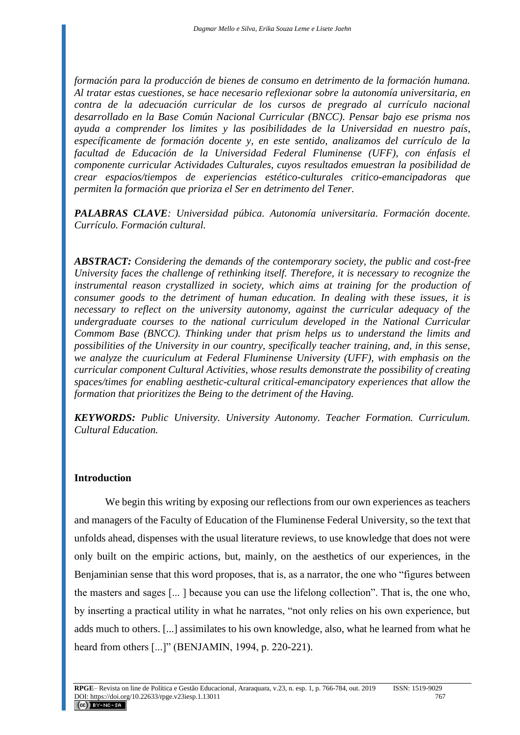*formación para la producción de bienes de consumo en detrimento de la formación humana. Al tratar estas cuestiones, se hace necesario reflexionar sobre la autonomía universitaria, en contra de la adecuación curricular de los cursos de pregrado al currículo nacional desarrollado en la Base Común Nacional Curricular (BNCC). Pensar bajo ese prisma nos ayuda a comprender los limites y las posibilidades de la Universidad en nuestro país, específicamente de formación docente y, en este sentido, analizamos del currículo de la facultad de Educación de la Universidad Federal Fluminense (UFF), con énfasis el componente curricular Actividades Culturales, cuyos resultados emuestran la posibilidad de crear espacios/tiempos de experiencias estético-culturales critico-emancipadoras que permiten la formación que prioriza el Ser en detrimento del Tener.*

***PALABRAS CLAVE**: Universidad púbica. Autonomía universitaria. Formación docente. Currículo. Formación cultural.*

***ABSTRACT:** Considering the demands of the contemporary society, the public and cost-free University faces the challenge of rethinking itself. Therefore, it is necessary to recognize the instrumental reason crystallized in society, which aims at training for the production of consumer goods to the detriment of human education. In dealing with these issues, it is necessary to reflect on the university autonomy, against the curricular adequacy of the undergraduate courses to the national curriculum developed in the National Curricular Commom Base (BNCC). Thinking under that prism helps us to understand the limits and possibilities of the University in our country, specifically teacher training, and, in this sense, we analyze the cuuriculum at Federal Fluminense University (UFF), with emphasis on the curricular component Cultural Activities, whose results demonstrate the possibility of creating spaces/times for enabling aesthetic-cultural critical-emancipatory experiences that allow the formation that prioritizes the Being to the detriment of the Having.*

***KEYWORDS:** Public University. University Autonomy. Teacher Formation. Curriculum. Cultural Education.*

## Introduction

We begin this writing by exposing our reflections from our own experiences as teachers and managers of the Faculty of Education of the Fluminense Federal University, so the text that unfolds ahead, dispenses with the usual literature reviews, to use knowledge that does not were only built on the empiric actions, but, mainly, on the aesthetics of our experiences, in the Benjaminian sense that this word proposes, that is, as a narrator, the one who "figures between the masters and sages [... ] because you can use the lifelong collection". That is, the one who, by inserting a practical utility in what he narrates, "not only relies on his own experience, but adds much to others. [...] assimilates to his own knowledge, also, what he learned from what he heard from others [...]" (BENJAMIN, 1994, p. 220-221).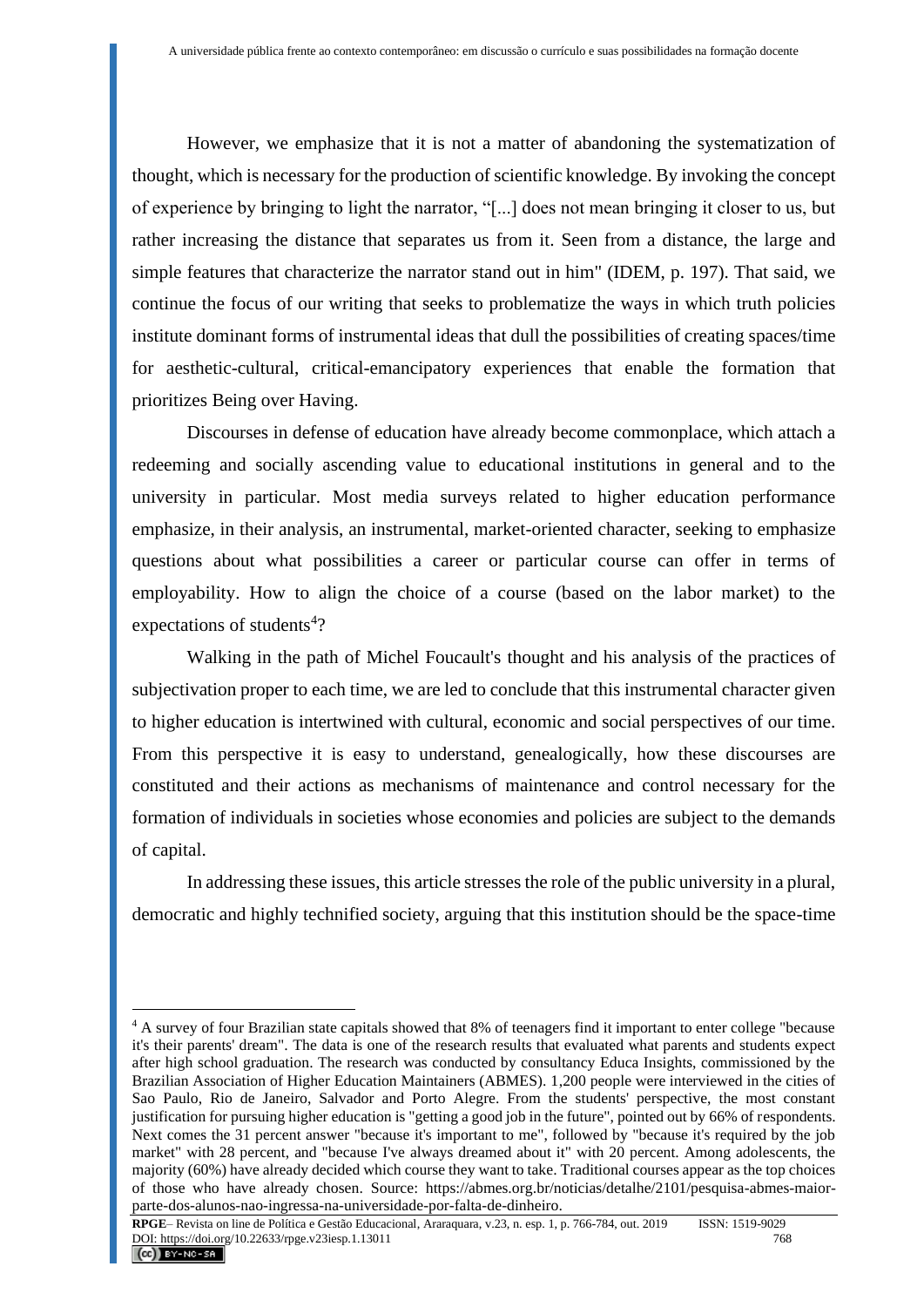However, we emphasize that it is not a matter of abandoning the systematization of thought, which is necessary for the production of scientific knowledge. By invoking the concept of experience by bringing to light the narrator, "[...] does not mean bringing it closer to us, but rather increasing the distance that separates us from it. Seen from a distance, the large and simple features that characterize the narrator stand out in him" (IDEM, p. 197). That said, we continue the focus of our writing that seeks to problematize the ways in which truth policies institute dominant forms of instrumental ideas that dull the possibilities of creating spaces/time for aesthetic-cultural, critical-emancipatory experiences that enable the formation that prioritizes Being over Having.

Discourses in defense of education have already become commonplace, which attach a redeeming and socially ascending value to educational institutions in general and to the university in particular. Most media surveys related to higher education performance emphasize, in their analysis, an instrumental, market-oriented character, seeking to emphasize questions about what possibilities a career or particular course can offer in terms of employability. How to align the choice of a course (based on the labor market) to the expectations of students[4]?

Walking in the path of Michel Foucault's thought and his analysis of the practices of subjectivation proper to each time, we are led to conclude that this instrumental character given to higher education is intertwined with cultural, economic and social perspectives of our time. From this perspective it is easy to understand, genealogically, how these discourses are constituted and their actions as mechanisms of maintenance and control necessary for the formation of individuals in societies whose economies and policies are subject to the demands of capital.

In addressing these issues, this article stresses the role of the public university in a plural, democratic and highly technified society, arguing that this institution should be the space-time

---

[4] A survey of four Brazilian state capitals showed that 8% of teenagers find it important to enter college "because it's their parents' dream". The data is one of the research results that evaluated what parents and students expect after high school graduation. The research was conducted by consultancy Educa Insights, commissioned by the Brazilian Association of Higher Education Maintainers (ABMES). 1,200 people were interviewed in the cities of Sao Paulo, Rio de Janeiro, Salvador and Porto Alegre. From the students' perspective, the most constant justification for pursuing higher education is "getting a good job in the future", pointed out by 66% of respondents. Next comes the 31 percent answer "because it's important to me", followed by "because it's required by the job market" with 28 percent, and "because I've always dreamed about it" with 20 percent. Among adolescents, the majority (60%) have already decided which course they want to take. Traditional courses appear as the top choices of those who have already chosen. Source: https://abmes.org.br/noticias/detalhe/2101/pesquisa-abmes-maior-parte-dos-alunos-nao-ingressa-na-universidade-por-falta-de-dinheiro.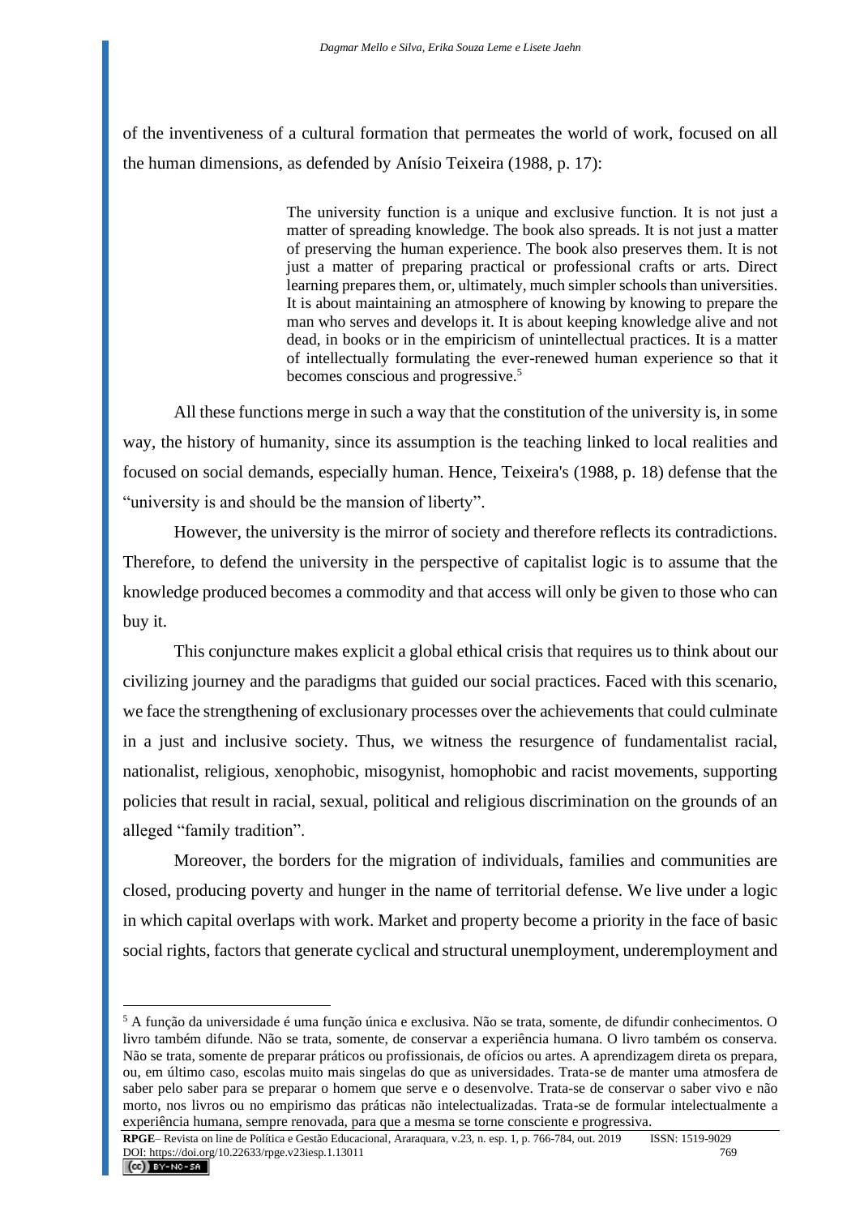of the inventiveness of a cultural formation that permeates the world of work, focused on all the human dimensions, as defended by Anísio Teixeira (1988, p. 17):

> The university function is a unique and exclusive function. It is not just a matter of spreading knowledge. The book also spreads. It is not just a matter of preserving the human experience. The book also preserves them. It is not just a matter of preparing practical or professional crafts or arts. Direct learning prepares them, or, ultimately, much simpler schools than universities. It is about maintaining an atmosphere of knowing by knowing to prepare the man who serves and develops it. It is about keeping knowledge alive and not dead, in books or in the empiricism of unintellectual practices. It is a matter of intellectually formulating the ever-renewed human experience so that it becomes conscious and progressive.[5]

All these functions merge in such a way that the constitution of the university is, in some way, the history of humanity, since its assumption is the teaching linked to local realities and focused on social demands, especially human. Hence, Teixeira's (1988, p. 18) defense that the "university is and should be the mansion of liberty".

However, the university is the mirror of society and therefore reflects its contradictions. Therefore, to defend the university in the perspective of capitalist logic is to assume that the knowledge produced becomes a commodity and that access will only be given to those who can buy it.

This conjuncture makes explicit a global ethical crisis that requires us to think about our civilizing journey and the paradigms that guided our social practices. Faced with this scenario, we face the strengthening of exclusionary processes over the achievements that could culminate in a just and inclusive society. Thus, we witness the resurgence of fundamentalist racial, nationalist, religious, xenophobic, misogynist, homophobic and racist movements, supporting policies that result in racial, sexual, political and religious discrimination on the grounds of an alleged "family tradition".

Moreover, the borders for the migration of individuals, families and communities are closed, producing poverty and hunger in the name of territorial defense. We live under a logic in which capital overlaps with work. Market and property become a priority in the face of basic social rights, factors that generate cyclical and structural unemployment, underemployment and

---

[5] A função da universidade é uma função única e exclusiva. Não se trata, somente, de difundir conhecimentos. O livro também difunde. Não se trata, somente, de conservar a experiência humana. O livro também os conserva. Não se trata, somente de preparar práticos ou profissionais, de ofícios ou artes. A aprendizagem direta os prepara, ou, em último caso, escolas muito mais singelas do que as universidades. Trata-se de manter uma atmosfera de saber pelo saber para se preparar o homem que serve e o desenvolve. Trata-se de conservar o saber vivo e não morto, nos livros ou no empirismo das práticas não intelectualizadas. Trata-se de formular intelectualmente a experiência humana, sempre renovada, para que a mesma se torne consciente e progressiva.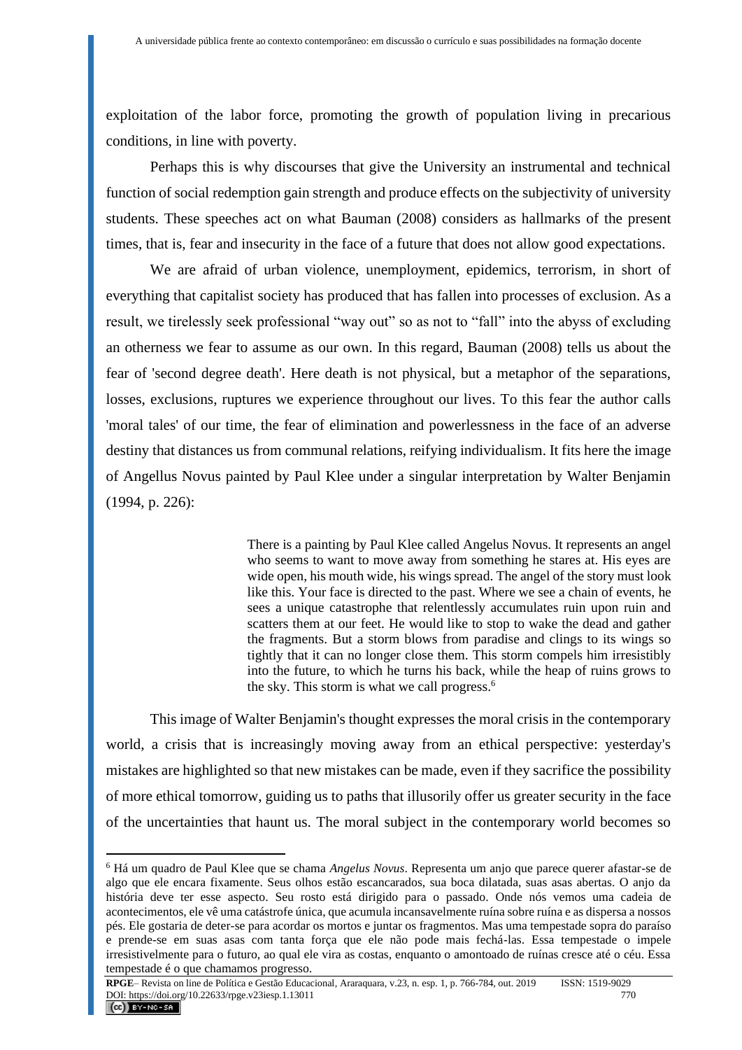exploitation of the labor force, promoting the growth of population living in precarious conditions, in line with poverty.

Perhaps this is why discourses that give the University an instrumental and technical function of social redemption gain strength and produce effects on the subjectivity of university students. These speeches act on what Bauman (2008) considers as hallmarks of the present times, that is, fear and insecurity in the face of a future that does not allow good expectations.

We are afraid of urban violence, unemployment, epidemics, terrorism, in short of everything that capitalist society has produced that has fallen into processes of exclusion. As a result, we tirelessly seek professional "way out" so as not to "fall" into the abyss of excluding an otherness we fear to assume as our own. In this regard, Bauman (2008) tells us about the fear of 'second degree death'. Here death is not physical, but a metaphor of the separations, losses, exclusions, ruptures we experience throughout our lives. To this fear the author calls 'moral tales' of our time, the fear of elimination and powerlessness in the face of an adverse destiny that distances us from communal relations, reifying individualism. It fits here the image of Angellus Novus painted by Paul Klee under a singular interpretation by Walter Benjamin (1994, p. 226):

> There is a painting by Paul Klee called Angelus Novus. It represents an angel who seems to want to move away from something he stares at. His eyes are wide open, his mouth wide, his wings spread. The angel of the story must look like this. Your face is directed to the past. Where we see a chain of events, he sees a unique catastrophe that relentlessly accumulates ruin upon ruin and scatters them at our feet. He would like to stop to wake the dead and gather the fragments. But a storm blows from paradise and clings to its wings so tightly that it can no longer close them. This storm compels him irresistibly into the future, to which he turns his back, while the heap of ruins grows to the sky. This storm is what we call progress.[6]

This image of Walter Benjamin's thought expresses the moral crisis in the contemporary world, a crisis that is increasingly moving away from an ethical perspective: yesterday's mistakes are highlighted so that new mistakes can be made, even if they sacrifice the possibility of more ethical tomorrow, guiding us to paths that illusorily offer us greater security in the face of the uncertainties that haunt us. The moral subject in the contemporary world becomes so

---

[6] Há um quadro de Paul Klee que se chama *Angelus Novus*. Representa um anjo que parece querer afastar-se de algo que ele encara fixamente. Seus olhos estão escancarados, sua boca dilatada, suas asas abertas. O anjo da história deve ter esse aspecto. Seu rosto está dirigido para o passado. Onde nós vemos uma cadeia de acontecimentos, ele vê uma catástrofe única, que acumula incansavelmente ruína sobre ruína e as dispersa a nossos pés. Ele gostaria de deter-se para acordar os mortos e juntar os fragmentos. Mas uma tempestade sopra do paraíso e prende-se em suas asas com tanta força que ele não pode mais fechá-las. Essa tempestade o impele irresistivelmente para o futuro, ao qual ele vira as costas, enquanto o amontoado de ruínas cresce até o céu. Essa tempestade é o que chamamos progresso.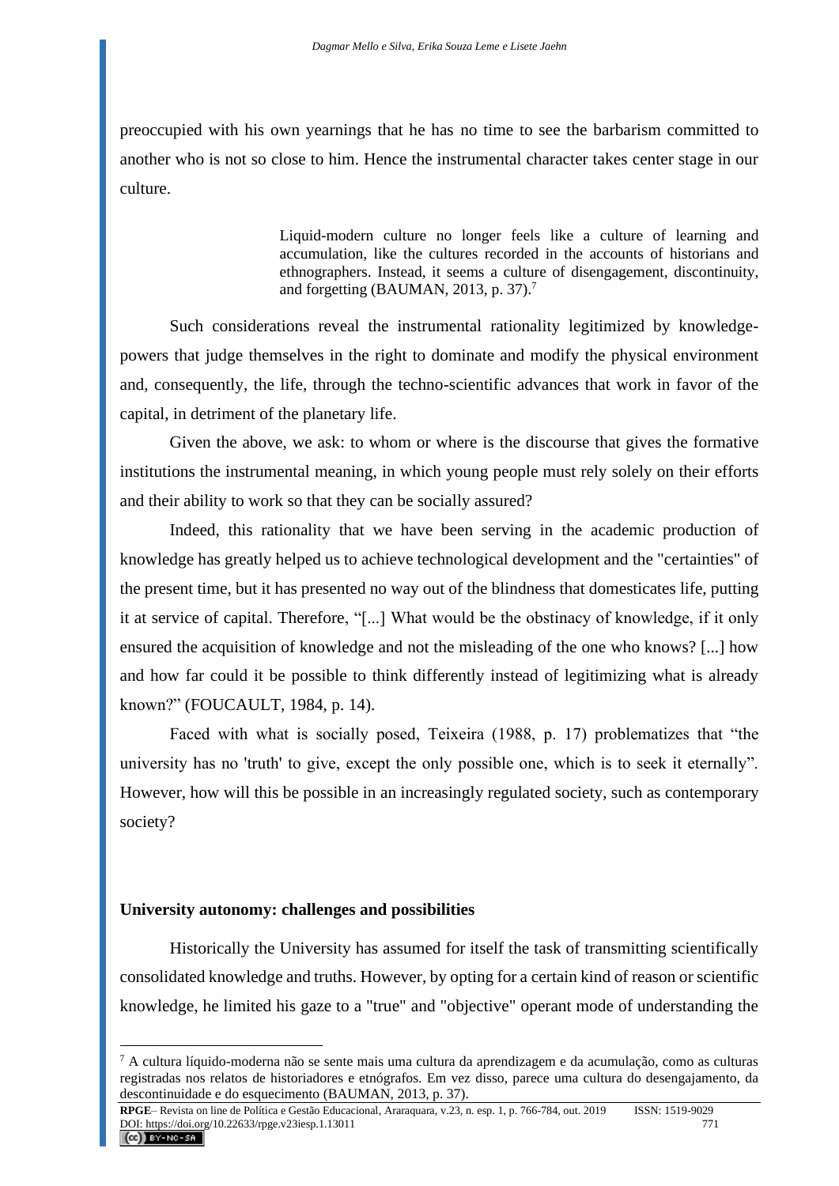preoccupied with his own yearnings that he has no time to see the barbarism committed to another who is not so close to him. Hence the instrumental character takes center stage in our culture.

> Liquid-modern culture no longer feels like a culture of learning and accumulation, like the cultures recorded in the accounts of historians and ethnographers. Instead, it seems a culture of disengagement, discontinuity, and forgetting (BAUMAN, 2013, p. 37).[7]

Such considerations reveal the instrumental rationality legitimized by knowledge-powers that judge themselves in the right to dominate and modify the physical environment and, consequently, the life, through the techno-scientific advances that work in favor of the capital, in detriment of the planetary life.

Given the above, we ask: to whom or where is the discourse that gives the formative institutions the instrumental meaning, in which young people must rely solely on their efforts and their ability to work so that they can be socially assured?

Indeed, this rationality that we have been serving in the academic production of knowledge has greatly helped us to achieve technological development and the "certainties" of the present time, but it has presented no way out of the blindness that domesticates life, putting it at service of capital. Therefore, "[...] What would be the obstinacy of knowledge, if it only ensured the acquisition of knowledge and not the misleading of the one who knows? [...] how and how far could it be possible to think differently instead of legitimizing what is already known?" (FOUCAULT, 1984, p. 14).

Faced with what is socially posed, Teixeira (1988, p. 17) problematizes that "the university has no 'truth' to give, except the only possible one, which is to seek it eternally". However, how will this be possible in an increasingly regulated society, such as contemporary society?

## University autonomy: challenges and possibilities

Historically the University has assumed for itself the task of transmitting scientifically consolidated knowledge and truths. However, by opting for a certain kind of reason or scientific knowledge, he limited his gaze to a "true" and "objective" operant mode of understanding the

---

[7] A cultura líquido-moderna não se sente mais uma cultura da aprendizagem e da acumulação, como as culturas registradas nos relatos de historiadores e etnógrafos. Em vez disso, parece uma cultura do desengajamento, da descontinuidade e do esquecimento (BAUMAN, 2013, p. 37).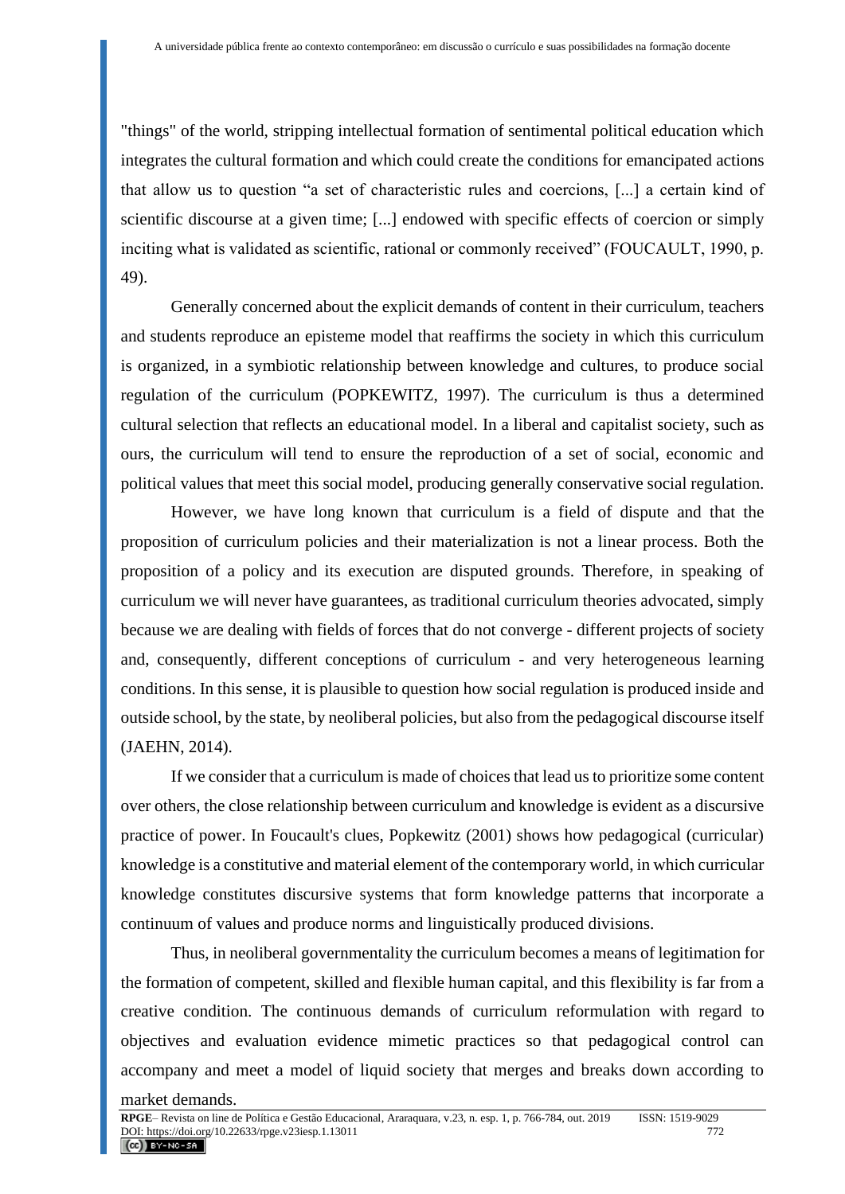"things" of the world, stripping intellectual formation of sentimental political education which integrates the cultural formation and which could create the conditions for emancipated actions that allow us to question “a set of characteristic rules and coercions, [...] a certain kind of scientific discourse at a given time; [...] endowed with specific effects of coercion or simply inciting what is validated as scientific, rational or commonly received” (FOUCAULT, 1990, p. 49).

Generally concerned about the explicit demands of content in their curriculum, teachers and students reproduce an episteme model that reaffirms the society in which this curriculum is organized, in a symbiotic relationship between knowledge and cultures, to produce social regulation of the curriculum (POPKEWITZ, 1997). The curriculum is thus a determined cultural selection that reflects an educational model. In a liberal and capitalist society, such as ours, the curriculum will tend to ensure the reproduction of a set of social, economic and political values that meet this social model, producing generally conservative social regulation.

However, we have long known that curriculum is a field of dispute and that the proposition of curriculum policies and their materialization is not a linear process. Both the proposition of a policy and its execution are disputed grounds. Therefore, in speaking of curriculum we will never have guarantees, as traditional curriculum theories advocated, simply because we are dealing with fields of forces that do not converge - different projects of society and, consequently, different conceptions of curriculum - and very heterogeneous learning conditions. In this sense, it is plausible to question how social regulation is produced inside and outside school, by the state, by neoliberal policies, but also from the pedagogical discourse itself (JAEHN, 2014).

If we consider that a curriculum is made of choices that lead us to prioritize some content over others, the close relationship between curriculum and knowledge is evident as a discursive practice of power. In Foucault's clues, Popkewitz (2001) shows how pedagogical (curricular) knowledge is a constitutive and material element of the contemporary world, in which curricular knowledge constitutes discursive systems that form knowledge patterns that incorporate a continuum of values and produce norms and linguistically produced divisions.

Thus, in neoliberal governmentality the curriculum becomes a means of legitimation for the formation of competent, skilled and flexible human capital, and this flexibility is far from a creative condition. The continuous demands of curriculum reformulation with regard to objectives and evaluation evidence mimetic practices so that pedagogical control can accompany and meet a model of liquid society that merges and breaks down according to market demands.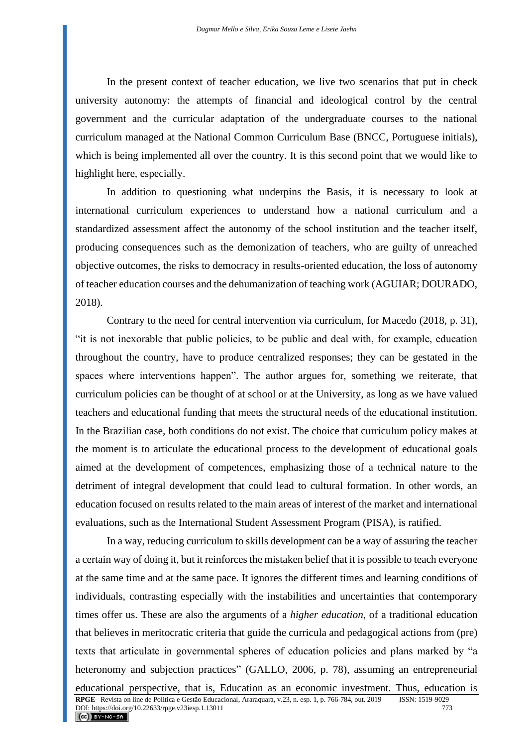In the present context of teacher education, we live two scenarios that put in check university autonomy: the attempts of financial and ideological control by the central government and the curricular adaptation of the undergraduate courses to the national curriculum managed at the National Common Curriculum Base (BNCC, Portuguese initials), which is being implemented all over the country. It is this second point that we would like to highlight here, especially.

In addition to questioning what underpins the Basis, it is necessary to look at international curriculum experiences to understand how a national curriculum and a standardized assessment affect the autonomy of the school institution and the teacher itself, producing consequences such as the demonization of teachers, who are guilty of unreached objective outcomes, the risks to democracy in results-oriented education, the loss of autonomy of teacher education courses and the dehumanization of teaching work (AGUIAR; DOURADO, 2018).

Contrary to the need for central intervention via curriculum, for Macedo (2018, p. 31), "it is not inexorable that public policies, to be public and deal with, for example, education throughout the country, have to produce centralized responses; they can be gestated in the spaces where interventions happen". The author argues for, something we reiterate, that curriculum policies can be thought of at school or at the University, as long as we have valued teachers and educational funding that meets the structural needs of the educational institution. In the Brazilian case, both conditions do not exist. The choice that curriculum policy makes at the moment is to articulate the educational process to the development of educational goals aimed at the development of competences, emphasizing those of a technical nature to the detriment of integral development that could lead to cultural formation. In other words, an education focused on results related to the main areas of interest of the market and international evaluations, such as the International Student Assessment Program (PISA), is ratified.

In a way, reducing curriculum to skills development can be a way of assuring the teacher a certain way of doing it, but it reinforces the mistaken belief that it is possible to teach everyone at the same time and at the same pace. It ignores the different times and learning conditions of individuals, contrasting especially with the instabilities and uncertainties that contemporary times offer us. These are also the arguments of a *higher education*, of a traditional education that believes in meritocratic criteria that guide the curricula and pedagogical actions from (pre) texts that articulate in governmental spheres of education policies and plans marked by "a heteronomy and subjection practices" (GALLO, 2006, p. 78), assuming an entrepreneurial educational perspective, that is, Education as an economic investment. Thus, education is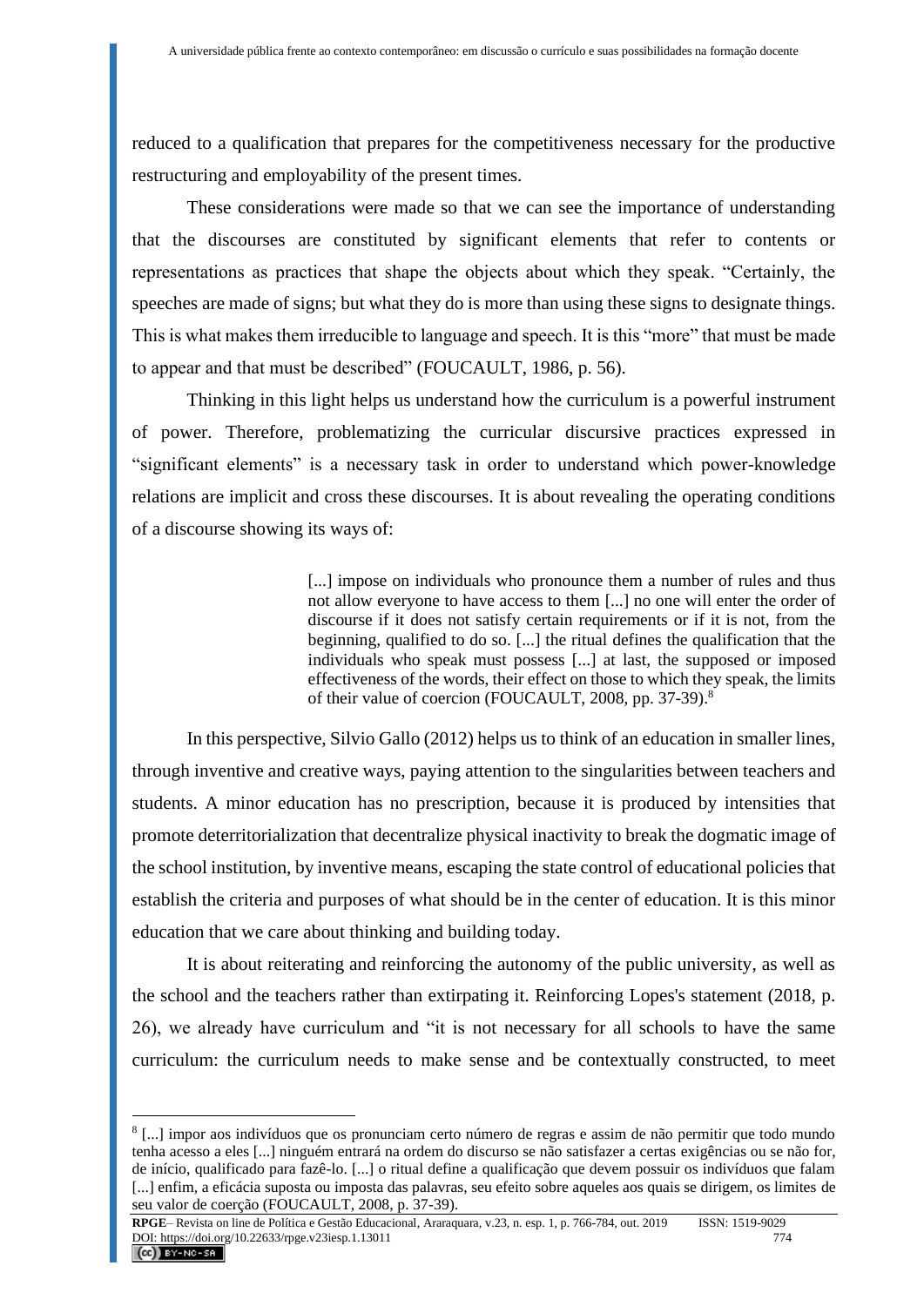reduced to a qualification that prepares for the competitiveness necessary for the productive restructuring and employability of the present times.

These considerations were made so that we can see the importance of understanding that the discourses are constituted by significant elements that refer to contents or representations as practices that shape the objects about which they speak. “Certainly, the speeches are made of signs; but what they do is more than using these signs to designate things. This is what makes them irreducible to language and speech. It is this “more” that must be made to appear and that must be described” (FOUCAULT, 1986, p. 56).

Thinking in this light helps us understand how the curriculum is a powerful instrument of power. Therefore, problematizing the curricular discursive practices expressed in “significant elements” is a necessary task in order to understand which power-knowledge relations are implicit and cross these discourses. It is about revealing the operating conditions of a discourse showing its ways of:

> [...] impose on individuals who pronounce them a number of rules and thus not allow everyone to have access to them [...] no one will enter the order of discourse if it does not satisfy certain requirements or if it is not, from the beginning, qualified to do so. [...] the ritual defines the qualification that the individuals who speak must possess [...] at last, the supposed or imposed effectiveness of the words, their effect on those to which they speak, the limits of their value of coercion (FOUCAULT, 2008, pp. 37-39).[8]

In this perspective, Silvio Gallo (2012) helps us to think of an education in smaller lines, through inventive and creative ways, paying attention to the singularities between teachers and students. A minor education has no prescription, because it is produced by intensities that promote deterritorialization that decentralize physical inactivity to break the dogmatic image of the school institution, by inventive means, escaping the state control of educational policies that establish the criteria and purposes of what should be in the center of education. It is this minor education that we care about thinking and building today.

It is about reiterating and reinforcing the autonomy of the public university, as well as the school and the teachers rather than extirpating it. Reinforcing Lopes's statement (2018, p. 26), we already have curriculum and “it is not necessary for all schools to have the same curriculum: the curriculum needs to make sense and be contextually constructed, to meet

---

[8] [...] impor aos indivíduos que os pronunciam certo número de regras e assim de não permitir que todo mundo tenha acesso a eles [...] ninguém entrará na ordem do discurso se não satisfazer a certas exigências ou se não for, de início, qualificado para fazê-lo. [...] o ritual define a qualificação que devem possuir os indivíduos que falam [...] enfim, a eficácia suposta ou imposta das palavras, seu efeito sobre aqueles aos quais se dirigem, os limites de seu valor de coerção (FOUCAULT, 2008, p. 37-39).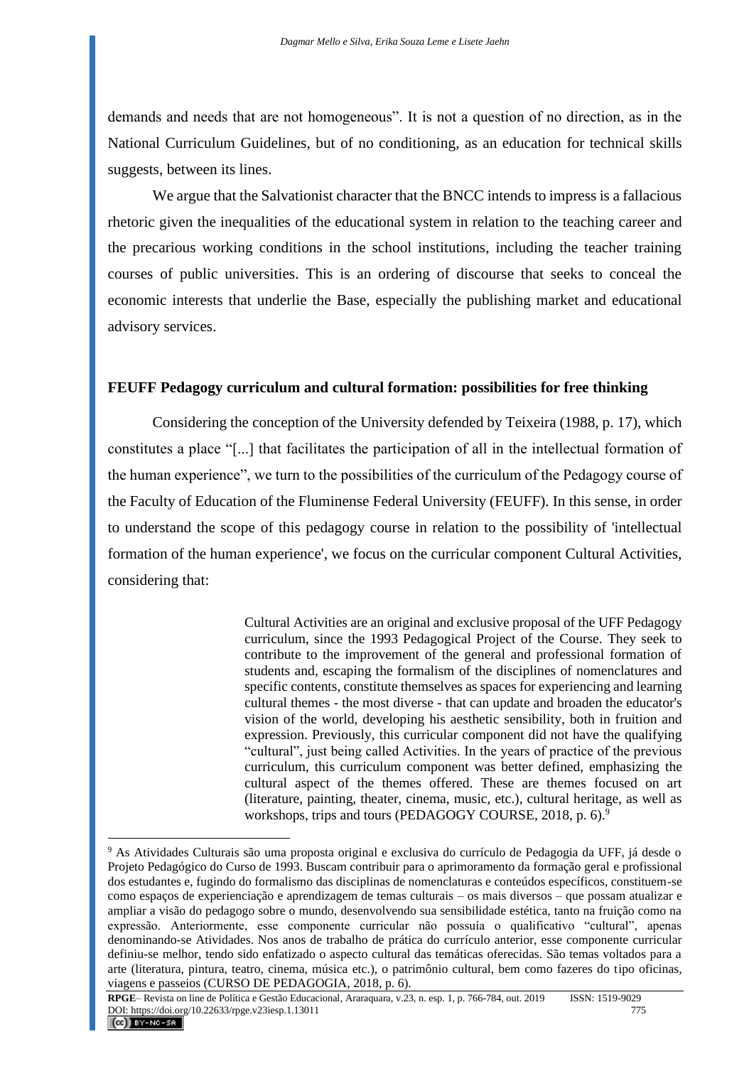demands and needs that are not homogeneous". It is not a question of no direction, as in the National Curriculum Guidelines, but of no conditioning, as an education for technical skills suggests, between its lines.

We argue that the Salvationist character that the BNCC intends to impress is a fallacious rhetoric given the inequalities of the educational system in relation to the teaching career and the precarious working conditions in the school institutions, including the teacher training courses of public universities. This is an ordering of discourse that seeks to conceal the economic interests that underlie the Base, especially the publishing market and educational advisory services.

## FEUFF Pedagogy curriculum and cultural formation: possibilities for free thinking

Considering the conception of the University defended by Teixeira (1988, p. 17), which constitutes a place "[...] that facilitates the participation of all in the intellectual formation of the human experience", we turn to the possibilities of the curriculum of the Pedagogy course of the Faculty of Education of the Fluminense Federal University (FEUFF). In this sense, in order to understand the scope of this pedagogy course in relation to the possibility of 'intellectual formation of the human experience', we focus on the curricular component Cultural Activities, considering that:

> Cultural Activities are an original and exclusive proposal of the UFF Pedagogy curriculum, since the 1993 Pedagogical Project of the Course. They seek to contribute to the improvement of the general and professional formation of students and, escaping the formalism of the disciplines of nomenclatures and specific contents, constitute themselves as spaces for experiencing and learning cultural themes - the most diverse - that can update and broaden the educator's vision of the world, developing his aesthetic sensibility, both in fruition and expression. Previously, this curricular component did not have the qualifying "cultural", just being called Activities. In the years of practice of the previous curriculum, this curriculum component was better defined, emphasizing the cultural aspect of the themes offered. These are themes focused on art (literature, painting, theater, cinema, music, etc.), cultural heritage, as well as workshops, trips and tours (PEDAGOGY COURSE, 2018, p. 6).[9]

[9] As Atividades Culturais são uma proposta original e exclusiva do currículo de Pedagogia da UFF, já desde o Projeto Pedagógico do Curso de 1993. Buscam contribuir para o aprimoramento da formação geral e profissional dos estudantes e, fugindo do formalismo das disciplinas de nomenclaturas e conteúdos específicos, constituem-se como espaços de experienciação e aprendizagem de temas culturais – os mais diversos – que possam atualizar e ampliar a visão do pedagogo sobre o mundo, desenvolvendo sua sensibilidade estética, tanto na fruição como na expressão. Anteriormente, esse componente curricular não possuía o qualificativo "cultural", apenas denominando-se Atividades. Nos anos de trabalho de prática do currículo anterior, esse componente curricular definiu-se melhor, tendo sido enfatizado o aspecto cultural das temáticas oferecidas. São temas voltados para a arte (literatura, pintura, teatro, cinema, música etc.), o patrimônio cultural, bem como fazeres do tipo oficinas, viagens e passeios (CURSO DE PEDAGOGIA, 2018, p. 6).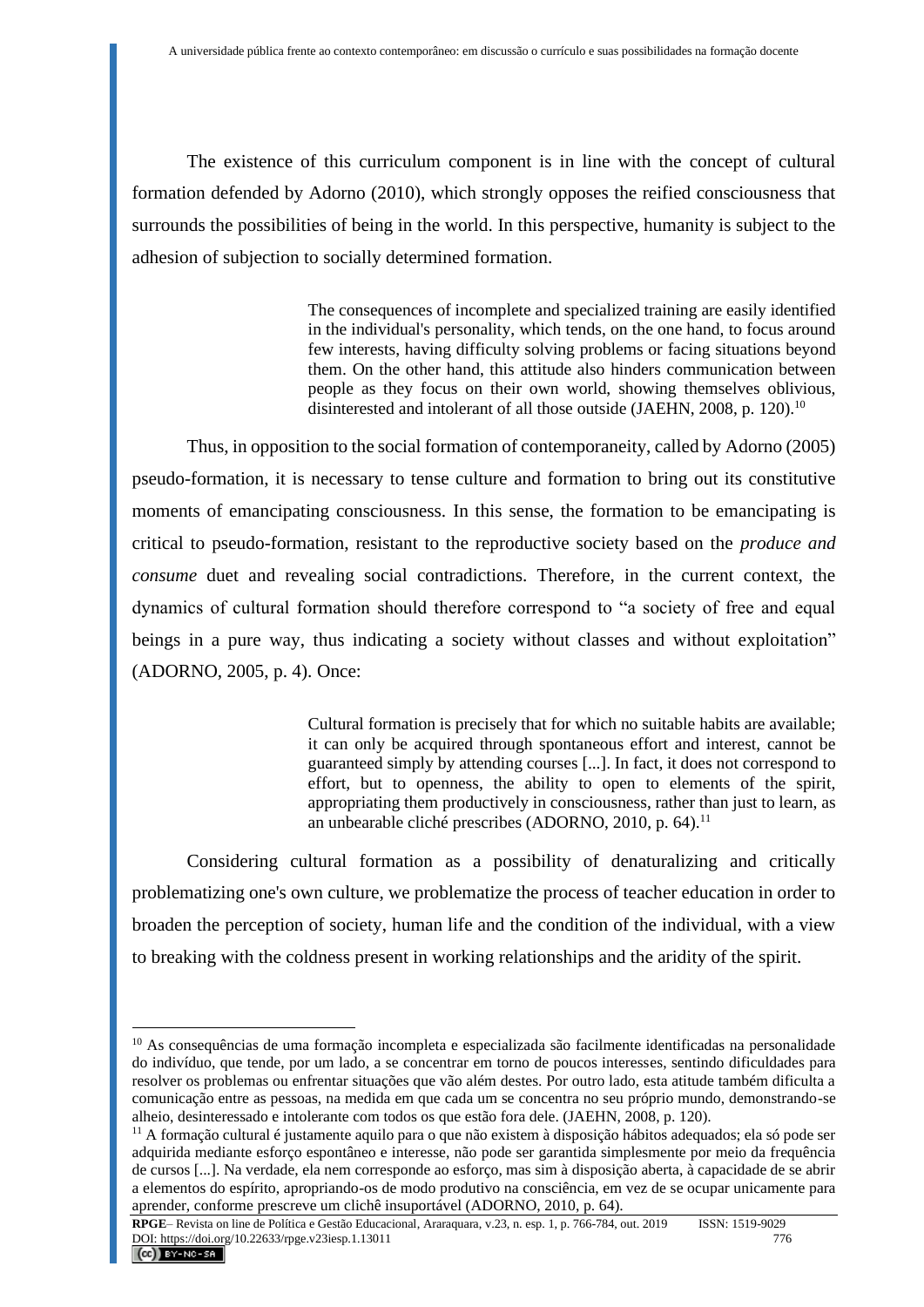The existence of this curriculum component is in line with the concept of cultural formation defended by Adorno (2010), which strongly opposes the reified consciousness that surrounds the possibilities of being in the world. In this perspective, humanity is subject to the adhesion of subjection to socially determined formation.

> The consequences of incomplete and specialized training are easily identified in the individual's personality, which tends, on the one hand, to focus around few interests, having difficulty solving problems or facing situations beyond them. On the other hand, this attitude also hinders communication between people as they focus on their own world, showing themselves oblivious, disinterested and intolerant of all those outside (JAEHN, 2008, p. 120).[10]

Thus, in opposition to the social formation of contemporaneity, called by Adorno (2005) pseudo-formation, it is necessary to tense culture and formation to bring out its constitutive moments of emancipating consciousness. In this sense, the formation to be emancipating is critical to pseudo-formation, resistant to the reproductive society based on the *produce and consume* duet and revealing social contradictions. Therefore, in the current context, the dynamics of cultural formation should therefore correspond to "a society of free and equal beings in a pure way, thus indicating a society without classes and without exploitation" (ADORNO, 2005, p. 4). Once:

> Cultural formation is precisely that for which no suitable habits are available; it can only be acquired through spontaneous effort and interest, cannot be guaranteed simply by attending courses [...]. In fact, it does not correspond to effort, but to openness, the ability to open to elements of the spirit, appropriating them productively in consciousness, rather than just to learn, as an unbearable cliché prescribes (ADORNO, 2010, p. 64).[11]

Considering cultural formation as a possibility of denaturalizing and critically problematizing one's own culture, we problematize the process of teacher education in order to broaden the perception of society, human life and the condition of the individual, with a view to breaking with the coldness present in working relationships and the aridity of the spirit.

---

[10] As consequências de uma formação incompleta e especializada são facilmente identificadas na personalidade do indivíduo, que tende, por um lado, a se concentrar em torno de poucos interesses, sentindo dificuldades para resolver os problemas ou enfrentar situações que vão além destes. Por outro lado, esta atitude também dificulta a comunicação entre as pessoas, na medida em que cada um se concentra no seu próprio mundo, demonstrando-se alheio, desinteressado e intolerante com todos os que estão fora dele. (JAEHN, 2008, p. 120).

[11] A formação cultural é justamente aquilo para o que não existem à disposição hábitos adequados; ela só pode ser adquirida mediante esforço espontâneo e interesse, não pode ser garantida simplesmente por meio da frequência de cursos [...]. Na verdade, ela nem corresponde ao esforço, mas sim à disposição aberta, à capacidade de se abrir a elementos do espírito, apropriando-os de modo produtivo na consciência, em vez de se ocupar unicamente para aprender, conforme prescreve um clichê insuportável (ADORNO, 2010, p. 64).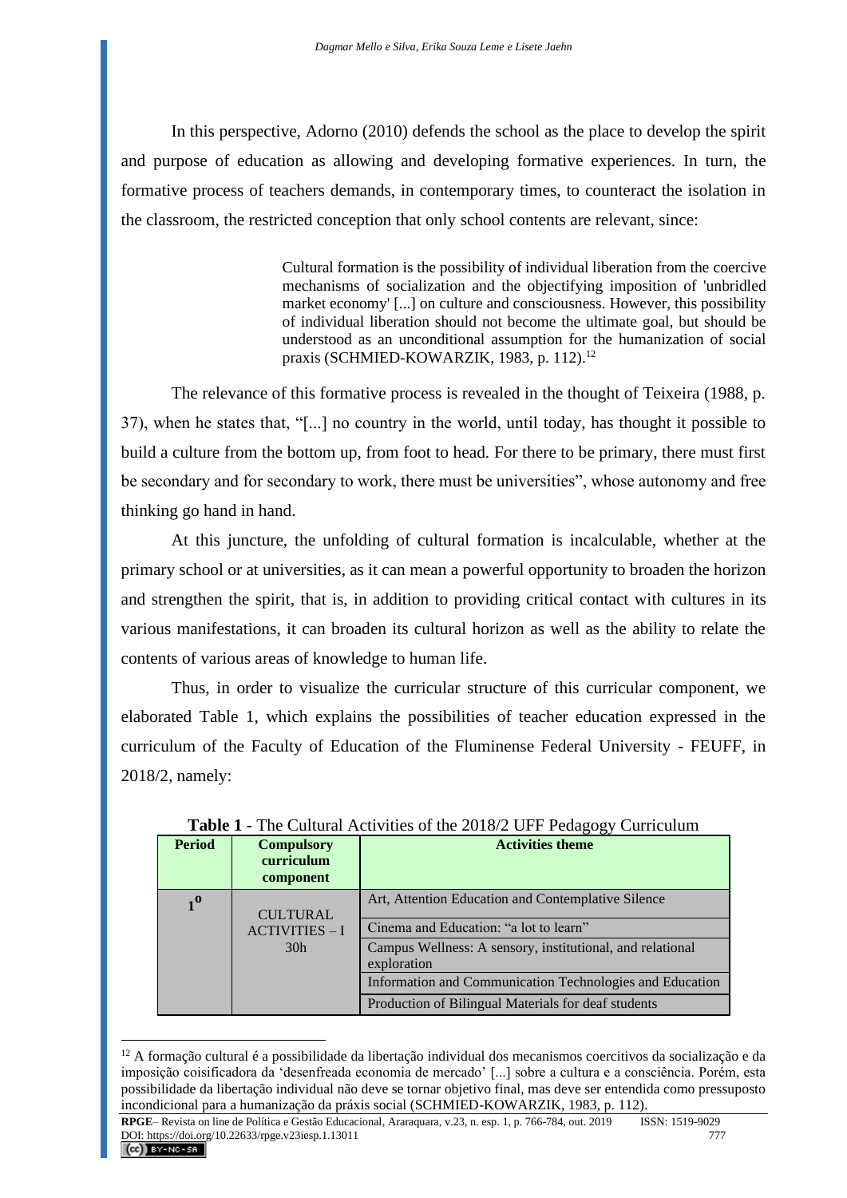In this perspective, Adorno (2010) defends the school as the place to develop the spirit and purpose of education as allowing and developing formative experiences. In turn, the formative process of teachers demands, in contemporary times, to counteract the isolation in the classroom, the restricted conception that only school contents are relevant, since:

> Cultural formation is the possibility of individual liberation from the coercive mechanisms of socialization and the objectifying imposition of 'unbridled market economy' [...] on culture and consciousness. However, this possibility of individual liberation should not become the ultimate goal, but should be understood as an unconditional assumption for the humanization of social praxis (SCHMIED-KOWARZIK, 1983, p. 112).[12]

The relevance of this formative process is revealed in the thought of Teixeira (1988, p. 37), when he states that, "[...] no country in the world, until today, has thought it possible to build a culture from the bottom up, from foot to head. For there to be primary, there must first be secondary and for secondary to work, there must be universities", whose autonomy and free thinking go hand in hand.

At this juncture, the unfolding of cultural formation is incalculable, whether at the primary school or at universities, as it can mean a powerful opportunity to broaden the horizon and strengthen the spirit, that is, in addition to providing critical contact with cultures in its various manifestations, it can broaden its cultural horizon as well as the ability to relate the contents of various areas of knowledge to human life.

Thus, in order to visualize the curricular structure of this curricular component, we elaborated Table 1, which explains the possibilities of teacher education expressed in the curriculum of the Faculty of Education of the Fluminense Federal University - FEUFF, in 2018/2, namely:

**Table 1** - The Cultural Activities of the 2018/2 UFF Pedagogy Curriculum

| Period | Compulsory curriculum component | Activities theme |
|---|---|---|
| 1º | CULTURAL ACTIVITIES – I 30h | Art, Attention Education and Contemplative Silence |
| | | Cinema and Education: "a lot to learn" |
| | | Campus Wellness: A sensory, institutional, and relational exploration |
| | | Information and Communication Technologies and Education |
| | | Production of Bilingual Materials for deaf students |

[12] A formação cultural é a possibilidade da libertação individual dos mecanismos coercitivos da socialização e da imposição coisificadora da 'desenfreada economia de mercado' [...] sobre a cultura e a consciência. Porém, esta possibilidade da libertação individual não deve se tornar objetivo final, mas deve ser entendida como pressuposto incondicional para a humanização da práxis social (SCHMIED-KOWARZIK, 1983, p. 112).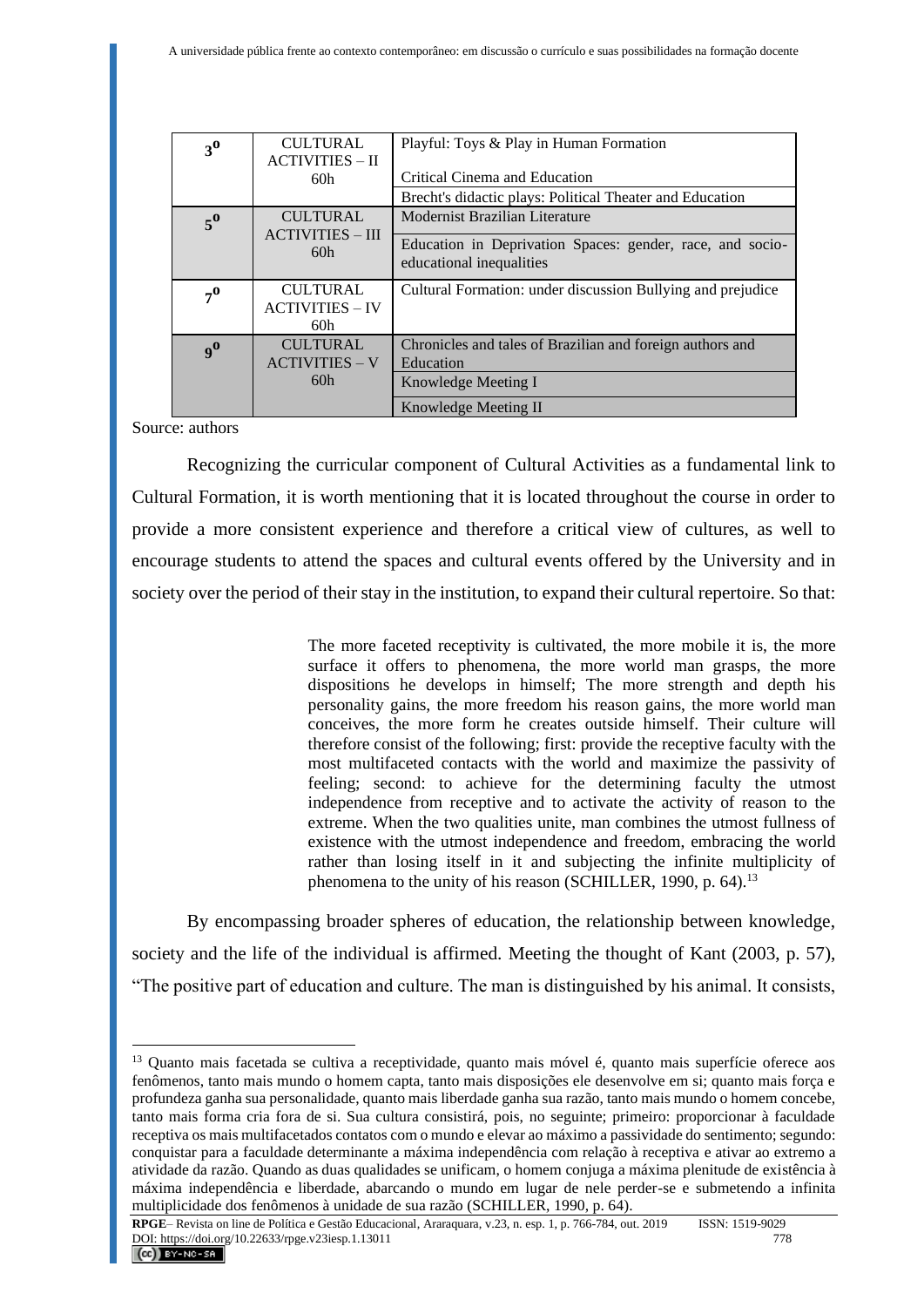| 3º | CULTURAL ACTIVITIES – II 60h | Playful: Toys & Play in Human Formation<br><br>Critical Cinema and Education |
|---|---|---|
| | | Brecht's didactic plays: Political Theater and Education |
| 5º | CULTURAL ACTIVITIES – III 60h | Modernist Brazilian Literature |
| | | Education in Deprivation Spaces: gender, race, and socio-educational inequalities |
| 7º | CULTURAL ACTIVITIES – IV 60h | Cultural Formation: under discussion Bullying and prejudice |
| 9º | CULTURAL ACTIVITIES – V 60h | Chronicles and tales of Brazilian and foreign authors and Education |
| | | Knowledge Meeting I |
| | | Knowledge Meeting II |

Source: authors

Recognizing the curricular component of Cultural Activities as a fundamental link to Cultural Formation, it is worth mentioning that it is located throughout the course in order to provide a more consistent experience and therefore a critical view of cultures, as well to encourage students to attend the spaces and cultural events offered by the University and in society over the period of their stay in the institution, to expand their cultural repertoire. So that:

> The more faceted receptivity is cultivated, the more mobile it is, the more surface it offers to phenomena, the more world man grasps, the more dispositions he develops in himself; The more strength and depth his personality gains, the more freedom his reason gains, the more world man conceives, the more form he creates outside himself. Their culture will therefore consist of the following; first: provide the receptive faculty with the most multifaceted contacts with the world and maximize the passivity of feeling; second: to achieve for the determining faculty the utmost independence from receptive and to activate the activity of reason to the extreme. When the two qualities unite, man combines the utmost fullness of existence with the utmost independence and freedom, embracing the world rather than losing itself in it and subjecting the infinite multiplicity of phenomena to the unity of his reason (SCHILLER, 1990, p. 64).[13]

By encompassing broader spheres of education, the relationship between knowledge, society and the life of the individual is affirmed. Meeting the thought of Kant (2003, p. 57), "The positive part of education and culture. The man is distinguished by his animal. It consists,

---

[13] Quanto mais facetada se cultiva a receptividade, quanto mais móvel é, quanto mais superfície oferece aos fenômenos, tanto mais mundo o homem capta, tanto mais disposições ele desenvolve em si; quanto mais força e profundeza ganha sua personalidade, quanto mais liberdade ganha sua razão, tanto mais mundo o homem concebe, tanto mais forma cria fora de si. Sua cultura consistirá, pois, no seguinte; primeiro: proporcionar à faculdade receptiva os mais multifacetados contatos com o mundo e elevar ao máximo a passividade do sentimento; segundo: conquistar para a faculdade determinante a máxima independência com relação à receptiva e ativar ao extremo a atividade da razão. Quando as duas qualidades se unificam, o homem conjuga a máxima plenitude de existência à máxima independência e liberdade, abarcando o mundo em lugar de nele perder-se e submetendo a infinita multiplicidade dos fenômenos à unidade de sua razão (SCHILLER, 1990, p. 64).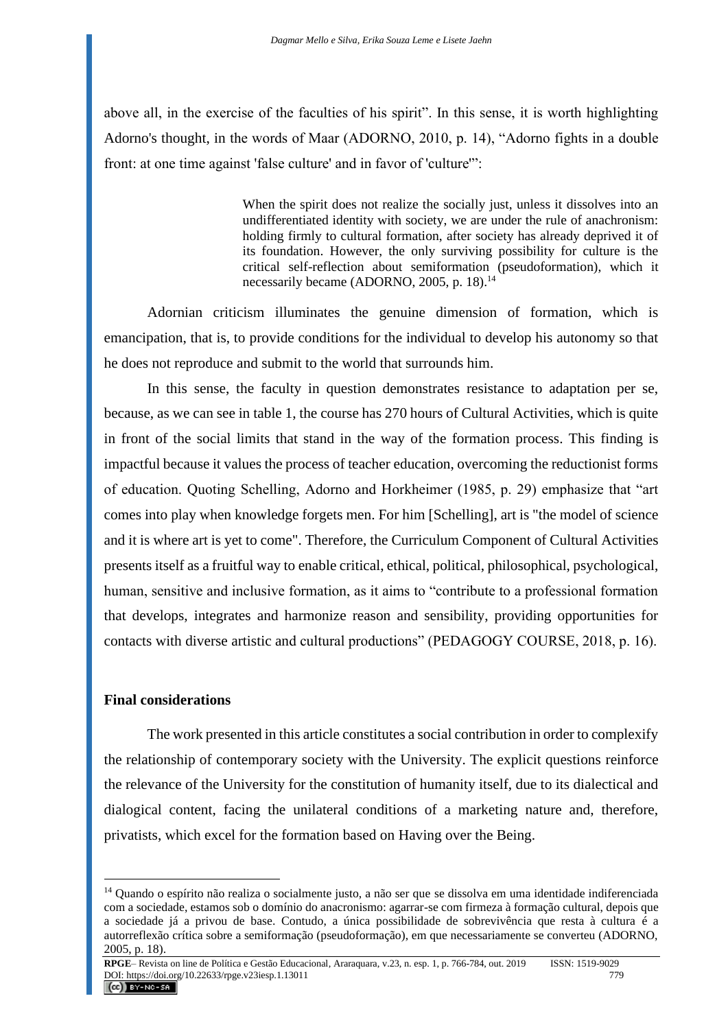above all, in the exercise of the faculties of his spirit". In this sense, it is worth highlighting Adorno's thought, in the words of Maar (ADORNO, 2010, p. 14), "Adorno fights in a double front: at one time against 'false culture' and in favor of 'culture'":

> When the spirit does not realize the socially just, unless it dissolves into an undifferentiated identity with society, we are under the rule of anachronism: holding firmly to cultural formation, after society has already deprived it of its foundation. However, the only surviving possibility for culture is the critical self-reflection about semiformation (pseudoformation), which it necessarily became (ADORNO, 2005, p. 18).[14]

Adornian criticism illuminates the genuine dimension of formation, which is emancipation, that is, to provide conditions for the individual to develop his autonomy so that he does not reproduce and submit to the world that surrounds him.

In this sense, the faculty in question demonstrates resistance to adaptation per se, because, as we can see in table 1, the course has 270 hours of Cultural Activities, which is quite in front of the social limits that stand in the way of the formation process. This finding is impactful because it values the process of teacher education, overcoming the reductionist forms of education. Quoting Schelling, Adorno and Horkheimer (1985, p. 29) emphasize that "art comes into play when knowledge forgets men. For him [Schelling], art is "the model of science and it is where art is yet to come". Therefore, the Curriculum Component of Cultural Activities presents itself as a fruitful way to enable critical, ethical, political, philosophical, psychological, human, sensitive and inclusive formation, as it aims to "contribute to a professional formation that develops, integrates and harmonize reason and sensibility, providing opportunities for contacts with diverse artistic and cultural productions" (PEDAGOGY COURSE, 2018, p. 16).

## Final considerations

The work presented in this article constitutes a social contribution in order to complexify the relationship of contemporary society with the University. The explicit questions reinforce the relevance of the University for the constitution of humanity itself, due to its dialectical and dialogical content, facing the unilateral conditions of a marketing nature and, therefore, privatists, which excel for the formation based on Having over the Being.

---

[14] Quando o espírito não realiza o socialmente justo, a não ser que se dissolva em uma identidade indiferenciada com a sociedade, estamos sob o domínio do anacronismo: agarrar-se com firmeza à formação cultural, depois que a sociedade já a privou de base. Contudo, a única possibilidade de sobrevivência que resta à cultura é a autorreflexão crítica sobre a semiformação (pseudoformação), em que necessariamente se converteu (ADORNO, 2005, p. 18).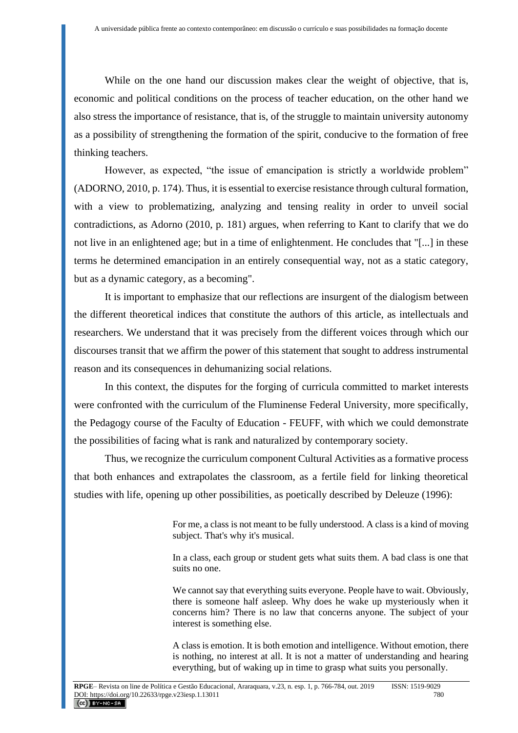While on the one hand our discussion makes clear the weight of objective, that is, economic and political conditions on the process of teacher education, on the other hand we also stress the importance of resistance, that is, of the struggle to maintain university autonomy as a possibility of strengthening the formation of the spirit, conducive to the formation of free thinking teachers.

However, as expected, "the issue of emancipation is strictly a worldwide problem" (ADORNO, 2010, p. 174). Thus, it is essential to exercise resistance through cultural formation, with a view to problematizing, analyzing and tensing reality in order to unveil social contradictions, as Adorno (2010, p. 181) argues, when referring to Kant to clarify that we do not live in an enlightened age; but in a time of enlightenment. He concludes that "[...] in these terms he determined emancipation in an entirely consequential way, not as a static category, but as a dynamic category, as a becoming".

It is important to emphasize that our reflections are insurgent of the dialogism between the different theoretical indices that constitute the authors of this article, as intellectuals and researchers. We understand that it was precisely from the different voices through which our discourses transit that we affirm the power of this statement that sought to address instrumental reason and its consequences in dehumanizing social relations.

In this context, the disputes for the forging of curricula committed to market interests were confronted with the curriculum of the Fluminense Federal University, more specifically, the Pedagogy course of the Faculty of Education - FEUFF, with which we could demonstrate the possibilities of facing what is rank and naturalized by contemporary society.

Thus, we recognize the curriculum component Cultural Activities as a formative process that both enhances and extrapolates the classroom, as a fertile field for linking theoretical studies with life, opening up other possibilities, as poetically described by Deleuze (1996):

> For me, a class is not meant to be fully understood. A class is a kind of moving subject. That's why it's musical.
>
> In a class, each group or student gets what suits them. A bad class is one that suits no one.
>
> We cannot say that everything suits everyone. People have to wait. Obviously, there is someone half asleep. Why does he wake up mysteriously when it concerns him? There is no law that concerns anyone. The subject of your interest is something else.
>
> A class is emotion. It is both emotion and intelligence. Without emotion, there is nothing, no interest at all. It is not a matter of understanding and hearing everything, but of waking up in time to grasp what suits you personally.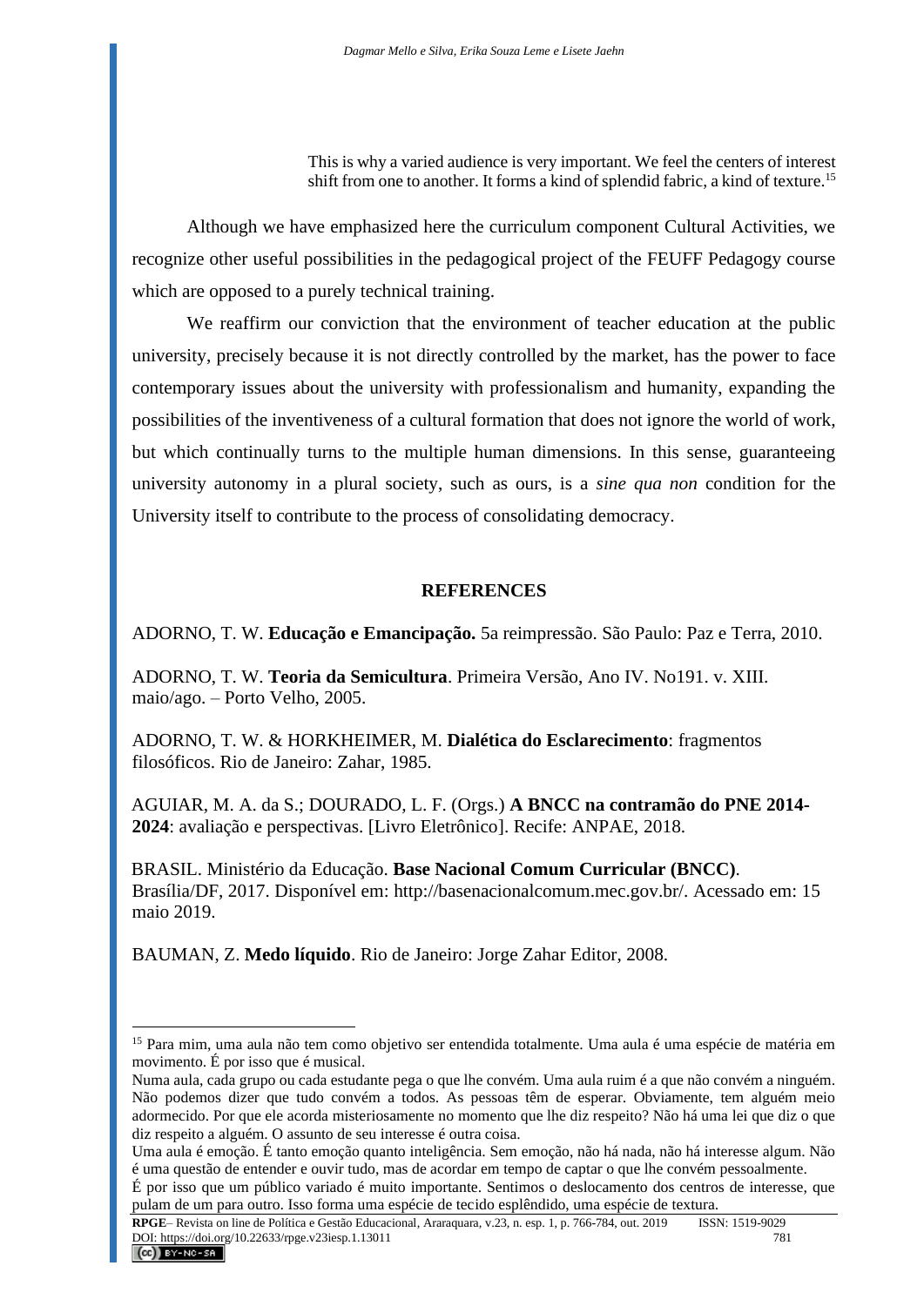> This is why a varied audience is very important. We feel the centers of interest shift from one to another. It forms a kind of splendid fabric, a kind of texture.[15]

Although we have emphasized here the curriculum component Cultural Activities, we recognize other useful possibilities in the pedagogical project of the FEUFF Pedagogy course which are opposed to a purely technical training.

We reaffirm our conviction that the environment of teacher education at the public university, precisely because it is not directly controlled by the market, has the power to face contemporary issues about the university with professionalism and humanity, expanding the possibilities of the inventiveness of a cultural formation that does not ignore the world of work, but which continually turns to the multiple human dimensions. In this sense, guaranteeing university autonomy in a plural society, such as ours, is a *sine qua non* condition for the University itself to contribute to the process of consolidating democracy.

## REFERENCES

ADORNO, T. W. **Educação e Emancipação.** 5a reimpressão. São Paulo: Paz e Terra, 2010.

ADORNO, T. W. **Teoria da Semicultura**. Primeira Versão, Ano IV. No191. v. XIII. maio/ago. – Porto Velho, 2005.

ADORNO, T. W. & HORKHEIMER, M. **Dialética do Esclarecimento**: fragmentos filosóficos. Rio de Janeiro: Zahar, 1985.

AGUIAR, M. A. da S.; DOURADO, L. F. (Orgs.) **A BNCC na contramão do PNE 2014-2024**: avaliação e perspectivas. [Livro Eletrônico]. Recife: ANPAE, 2018.

BRASIL. Ministério da Educação. **Base Nacional Comum Curricular (BNCC)**. Brasília/DF, 2017. Disponível em: http://basenacionalcomum.mec.gov.br/. Acessado em: 15 maio 2019.

BAUMAN, Z. **Medo líquido**. Rio de Janeiro: Jorge Zahar Editor, 2008.

---

[15] Para mim, uma aula não tem como objetivo ser entendida totalmente. Uma aula é uma espécie de matéria em movimento. É por isso que é musical.
Numa aula, cada grupo ou cada estudante pega o que lhe convém. Uma aula ruim é a que não convém a ninguém. Não podemos dizer que tudo convém a todos. As pessoas têm de esperar. Obviamente, tem alguém meio adormecido. Por que ele acorda misteriosamente no momento que lhe diz respeito? Não há uma lei que diz o que diz respeito a alguém. O assunto de seu interesse é outra coisa.
Uma aula é emoção. É tanto emoção quanto inteligência. Sem emoção, não há nada, não há interesse algum. Não é uma questão de entender e ouvir tudo, mas de acordar em tempo de captar o que lhe convém pessoalmente.
É por isso que um público variado é muito importante. Sentimos o deslocamento dos centros de interesse, que pulam de um para outro. Isso forma uma espécie de tecido esplêndido, uma espécie de textura.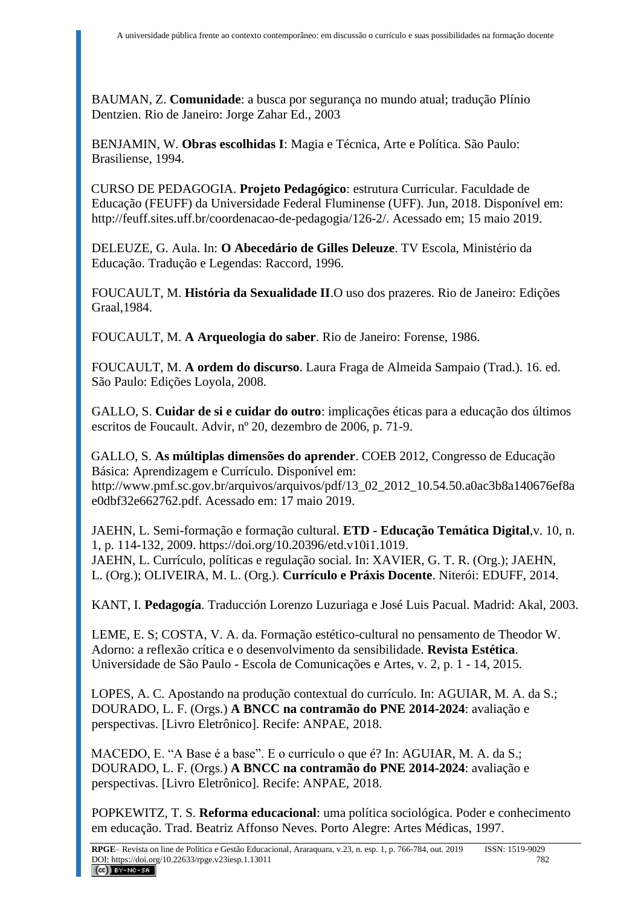BAUMAN, Z. **Comunidade**: a busca por segurança no mundo atual; tradução Plínio Dentzien. Rio de Janeiro: Jorge Zahar Ed., 2003

BENJAMIN, W. **Obras escolhidas I**: Magia e Técnica, Arte e Política. São Paulo: Brasiliense, 1994.

CURSO DE PEDAGOGIA. **Projeto Pedagógico**: estrutura Curricular. Faculdade de Educação (FEUFF) da Universidade Federal Fluminense (UFF). Jun, 2018. Disponível em: http://feuff.sites.uff.br/coordenacao-de-pedagogia/126-2/. Acessado em; 15 maio 2019.

DELEUZE, G. Aula. In: **O Abecedário de Gilles Deleuze**. TV Escola, Ministério da Educação. Tradução e Legendas: Raccord, 1996.

FOUCAULT, M. **História da Sexualidade II**.O uso dos prazeres. Rio de Janeiro: Edições Graal,1984.

FOUCAULT, M. **A Arqueologia do saber**. Rio de Janeiro: Forense, 1986.

FOUCAULT, M. **A ordem do discurso**. Laura Fraga de Almeida Sampaio (Trad.). 16. ed. São Paulo: Edições Loyola, 2008.

GALLO, S. **Cuidar de si e cuidar do outro**: implicações éticas para a educação dos últimos escritos de Foucault. Advir, nº 20, dezembro de 2006, p. 71-9.

GALLO, S. **As múltiplas dimensões do aprender**. COEB 2012, Congresso de Educação Básica: Aprendizagem e Currículo. Disponível em: http://www.pmf.sc.gov.br/arquivos/arquivos/pdf/13_02_2012_10.54.50.a0ac3b8a140676ef8ae0dbf32e662762.pdf. Acessado em: 17 maio 2019.

JAEHN, L. Semi-formação e formação cultural. **ETD - Educação Temática Digital**,v. 10, n. 1, p. 114-132, 2009. https://doi.org/10.20396/etd.v10i1.1019.
JAEHN, L. Currículo, políticas e regulação social. In: XAVIER, G. T. R. (Org.); JAEHN, L. (Org.); OLIVEIRA, M. L. (Org.). **Currículo e Práxis Docente**. Niterói: EDUFF, 2014.

KANT, I. **Pedagogía**. Traducción Lorenzo Luzuriaga e José Luis Pacual. Madrid: Akal, 2003.

LEME, E. S; COSTA, V. A. da. Formação estético-cultural no pensamento de Theodor W. Adorno: a reflexão crítica e o desenvolvimento da sensibilidade. **Revista Estética**. Universidade de São Paulo - Escola de Comunicações e Artes, v. 2, p. 1 - 14, 2015.

LOPES, A. C. Apostando na produção contextual do currículo. In: AGUIAR, M. A. da S.; DOURADO, L. F. (Orgs.) **A BNCC na contramão do PNE 2014-2024**: avaliação e perspectivas. [Livro Eletrônico]. Recife: ANPAE, 2018.

MACEDO, E. "A Base é a base". E o currículo o que é? In: AGUIAR, M. A. da S.; DOURADO, L. F. (Orgs.) **A BNCC na contramão do PNE 2014-2024**: avaliação e perspectivas. [Livro Eletrônico]. Recife: ANPAE, 2018.

POPKEWITZ, T. S. **Reforma educacional**: uma política sociológica. Poder e conhecimento em educação. Trad. Beatriz Affonso Neves. Porto Alegre: Artes Médicas, 1997.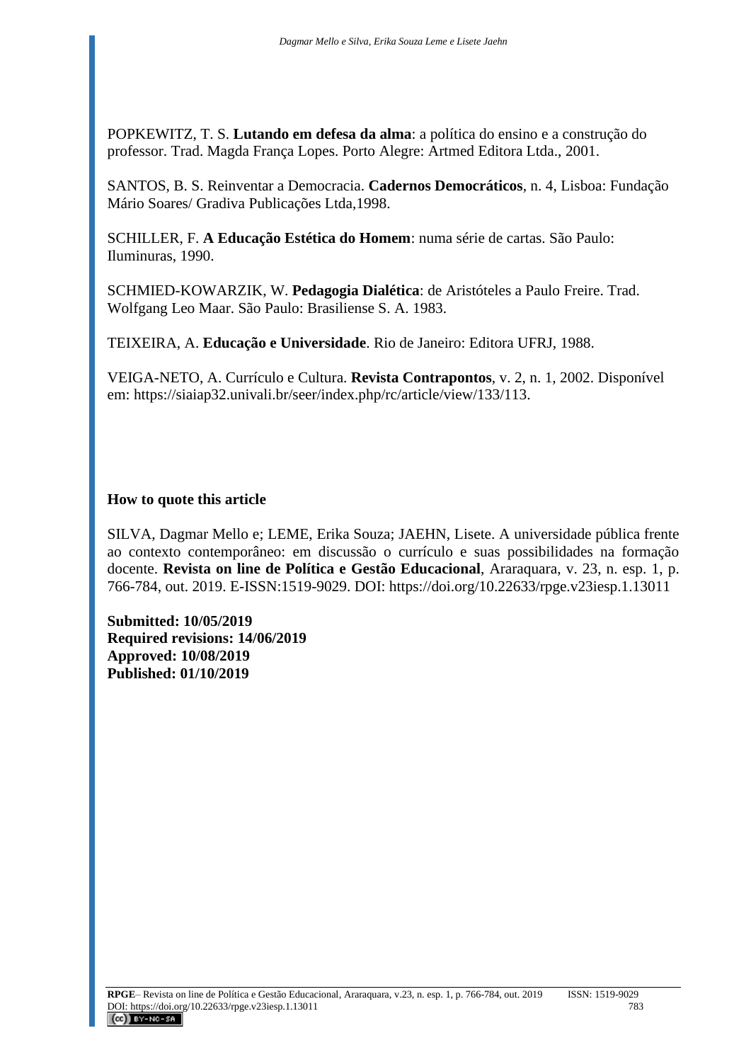POPKEWITZ, T. S. **Lutando em defesa da alma**: a política do ensino e a construção do professor. Trad. Magda França Lopes. Porto Alegre: Artmed Editora Ltda., 2001.

SANTOS, B. S. Reinventar a Democracia. **Cadernos Democráticos**, n. 4, Lisboa: Fundação Mário Soares/ Gradiva Publicações Ltda,1998.

SCHILLER, F. **A Educação Estética do Homem**: numa série de cartas. São Paulo: Iluminuras, 1990.

SCHMIED-KOWARZIK, W. **Pedagogia Dialética**: de Aristóteles a Paulo Freire. Trad. Wolfgang Leo Maar. São Paulo: Brasiliense S. A. 1983.

TEIXEIRA, A. **Educação e Universidade**. Rio de Janeiro: Editora UFRJ, 1988.

VEIGA-NETO, A. Currículo e Cultura. **Revista Contrapontos**, v. 2, n. 1, 2002. Disponível em: https://siaiap32.univali.br/seer/index.php/rc/article/view/133/113.

**How to quote this article**

SILVA, Dagmar Mello e; LEME, Erika Souza; JAEHN, Lisete. A universidade pública frente ao contexto contemporâneo: em discussão o currículo e suas possibilidades na formação docente. **Revista on line de Política e Gestão Educacional**, Araraquara, v. 23, n. esp. 1, p. 766-784, out. 2019. E-ISSN:1519-9029. DOI: https://doi.org/10.22633/rpge.v23iesp.1.13011

**Submitted: 10/05/2019**
**Required revisions: 14/06/2019**
**Approved: 10/08/2019**
**Published: 01/10/2019**